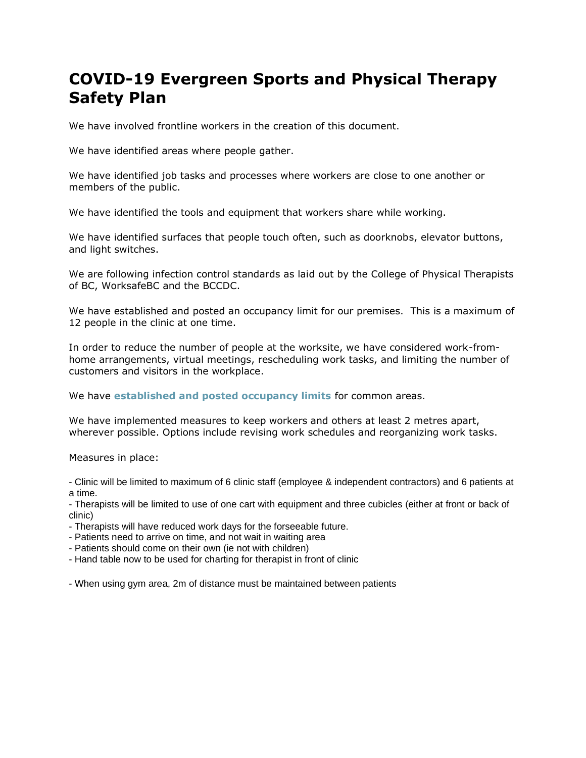# COVID-19 Evergreen Sports and Physical Therapy Safety Plan

We have involved frontline workers in the creation of this document.

We have identified areas where people gather.

We have identified job tasks and processes where workers are close to one another or members of the public.

We have identified the tools and equipment that workers share while working.

We have identified surfaces that people touch often, such as doorknobs, elevator buttons, and light switches.

We are following infection control standards as laid out by the College of Physical Therapists of BC, WorksafeBC and the BCCDC.

We have established and posted an occupancy limit for our premises. This is a maximum of 12 people in the clinic at one time.

In order to reduce the number of people at the worksite, we have considered work-from-home arrangements, virtual meetings, rescheduling work tasks, and limiting the number of customers and visitors in the workplace.

We have **established and posted occupancy limits** for common areas.

We have implemented measures to keep workers and others at least 2 metres apart, wherever possible. Options include revising work schedules and reorganizing work tasks.

Measures in place:

- Clinic will be limited to maximum of 6 clinic staff (employee & independent contractors) and 6 patients at a time.
- Therapists will be limited to use of one cart with equipment and three cubicles (either at front or back of clinic)
- Therapists will have reduced work days for the forseeable future.
- Patients need to arrive on time, and not wait in waiting area
- Patients should come on their own (ie not with children)
- Hand table now to be used for charting for therapist in front of clinic

- When using gym area, 2m of distance must be maintained between patients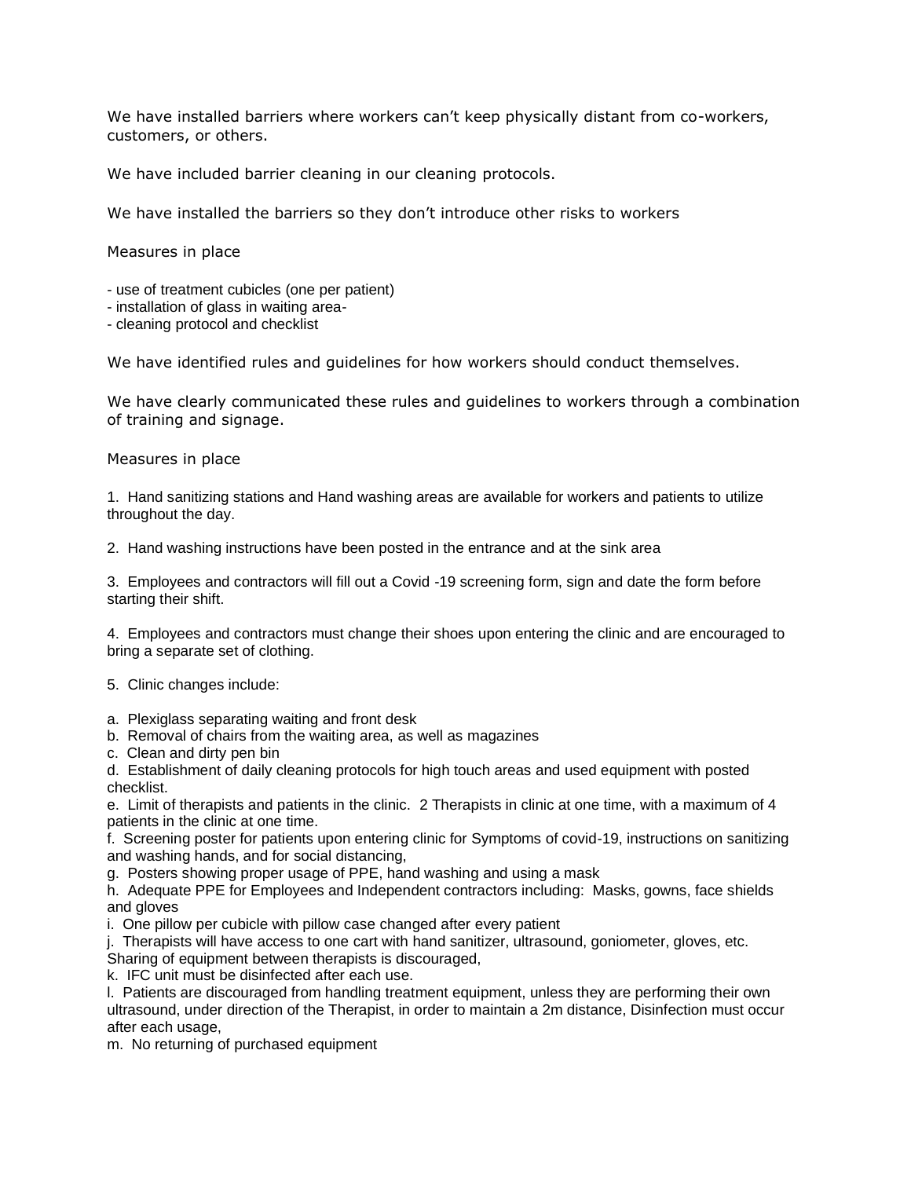We have installed barriers where workers can't keep physically distant from co-workers, customers, or others.

We have included barrier cleaning in our cleaning protocols.

We have installed the barriers so they don't introduce other risks to workers

Measures in place

- use of treatment cubicles (one per patient)
- installation of glass in waiting area-
- cleaning protocol and checklist

We have identified rules and guidelines for how workers should conduct themselves.

We have clearly communicated these rules and guidelines to workers through a combination of training and signage.

Measures in place

1. Hand sanitizing stations and Hand washing areas are available for workers and patients to utilize throughout the day.

2. Hand washing instructions have been posted in the entrance and at the sink area

3. Employees and contractors will fill out a Covid -19 screening form, sign and date the form before starting their shift.

4. Employees and contractors must change their shoes upon entering the clinic and are encouraged to bring a separate set of clothing.

5. Clinic changes include:

a. Plexiglass separating waiting and front desk
b. Removal of chairs from the waiting area, as well as magazines
c. Clean and dirty pen bin
d. Establishment of daily cleaning protocols for high touch areas and used equipment with posted checklist.
e. Limit of therapists and patients in the clinic. 2 Therapists in clinic at one time, with a maximum of 4 patients in the clinic at one time.
f. Screening poster for patients upon entering clinic for Symptoms of covid-19, instructions on sanitizing and washing hands, and for social distancing,
g. Posters showing proper usage of PPE, hand washing and using a mask
h. Adequate PPE for Employees and Independent contractors including: Masks, gowns, face shields and gloves
i. One pillow per cubicle with pillow case changed after every patient
j. Therapists will have access to one cart with hand sanitizer, ultrasound, goniometer, gloves, etc. Sharing of equipment between therapists is discouraged,
k. IFC unit must be disinfected after each use.
l. Patients are discouraged from handling treatment equipment, unless they are performing their own ultrasound, under direction of the Therapist, in order to maintain a 2m distance, Disinfection must occur after each usage,
m. No returning of purchased equipment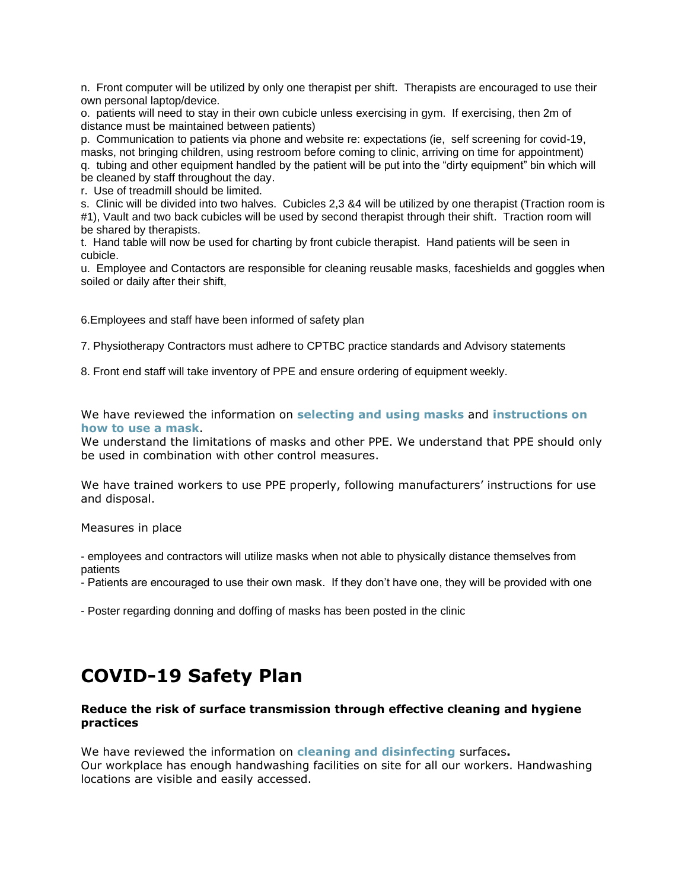n. Front computer will be utilized by only one therapist per shift. Therapists are encouraged to use their own personal laptop/device.

o. patients will need to stay in their own cubicle unless exercising in gym. If exercising, then 2m of distance must be maintained between patients)

p. Communication to patients via phone and website re: expectations (ie, self screening for covid-19, masks, not bringing children, using restroom before coming to clinic, arriving on time for appointment)

q. tubing and other equipment handled by the patient will be put into the "dirty equipment" bin which will be cleaned by staff throughout the day.

r. Use of treadmill should be limited.

s. Clinic will be divided into two halves. Cubicles 2,3 &4 will be utilized by one therapist (Traction room is #1), Vault and two back cubicles will be used by second therapist through their shift. Traction room will be shared by therapists.

t. Hand table will now be used for charting by front cubicle therapist. Hand patients will be seen in cubicle.

u. Employee and Contactors are responsible for cleaning reusable masks, faceshields and goggles when soiled or daily after their shift,

6.Employees and staff have been informed of safety plan

7. Physiotherapy Contractors must adhere to CPTBC practice standards and Advisory statements

8. Front end staff will take inventory of PPE and ensure ordering of equipment weekly.

We have reviewed the information on **selecting and using masks** and **instructions on how to use a mask**.
We understand the limitations of masks and other PPE. We understand that PPE should only be used in combination with other control measures.

We have trained workers to use PPE properly, following manufacturers' instructions for use and disposal.

Measures in place

- employees and contractors will utilize masks when not able to physically distance themselves from patients
- Patients are encouraged to use their own mask. If they don't have one, they will be provided with one
- Poster regarding donning and doffing of masks has been posted in the clinic

# COVID-19 Safety Plan

**Reduce the risk of surface transmission through effective cleaning and hygiene practices**

We have reviewed the information on **cleaning and disinfecting** surfaces**.**
Our workplace has enough handwashing facilities on site for all our workers. Handwashing locations are visible and easily accessed.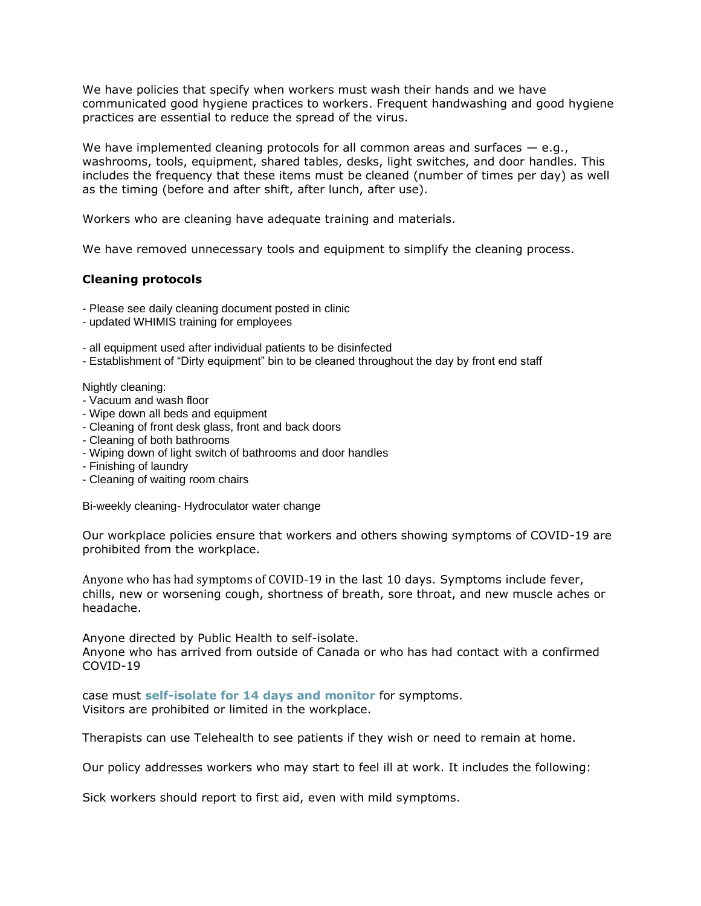We have policies that specify when workers must wash their hands and we have communicated good hygiene practices to workers. Frequent handwashing and good hygiene practices are essential to reduce the spread of the virus.

We have implemented cleaning protocols for all common areas and surfaces — e.g., washrooms, tools, equipment, shared tables, desks, light switches, and door handles. This includes the frequency that these items must be cleaned (number of times per day) as well as the timing (before and after shift, after lunch, after use).

Workers who are cleaning have adequate training and materials.

We have removed unnecessary tools and equipment to simplify the cleaning process.

**Cleaning protocols**

- Please see daily cleaning document posted in clinic
- updated WHIMIS training for employees

- all equipment used after individual patients to be disinfected
- Establishment of "Dirty equipment" bin to be cleaned throughout the day by front end staff

Nightly cleaning:

- Vacuum and wash floor
- Wipe down all beds and equipment
- Cleaning of front desk glass, front and back doors
- Cleaning of both bathrooms
- Wiping down of light switch of bathrooms and door handles
- Finishing of laundry
- Cleaning of waiting room chairs

Bi-weekly cleaning- Hydroculator water change

Our workplace policies ensure that workers and others showing symptoms of COVID-19 are prohibited from the workplace.

Anyone who has had symptoms of COVID-19 in the last 10 days. Symptoms include fever, chills, new or worsening cough, shortness of breath, sore throat, and new muscle aches or headache.

Anyone directed by Public Health to self-isolate.
Anyone who has arrived from outside of Canada or who has had contact with a confirmed COVID-19

case must **self-isolate for 14 days and monitor** for symptoms.
Visitors are prohibited or limited in the workplace.

Therapists can use Telehealth to see patients if they wish or need to remain at home.

Our policy addresses workers who may start to feel ill at work. It includes the following:

Sick workers should report to first aid, even with mild symptoms.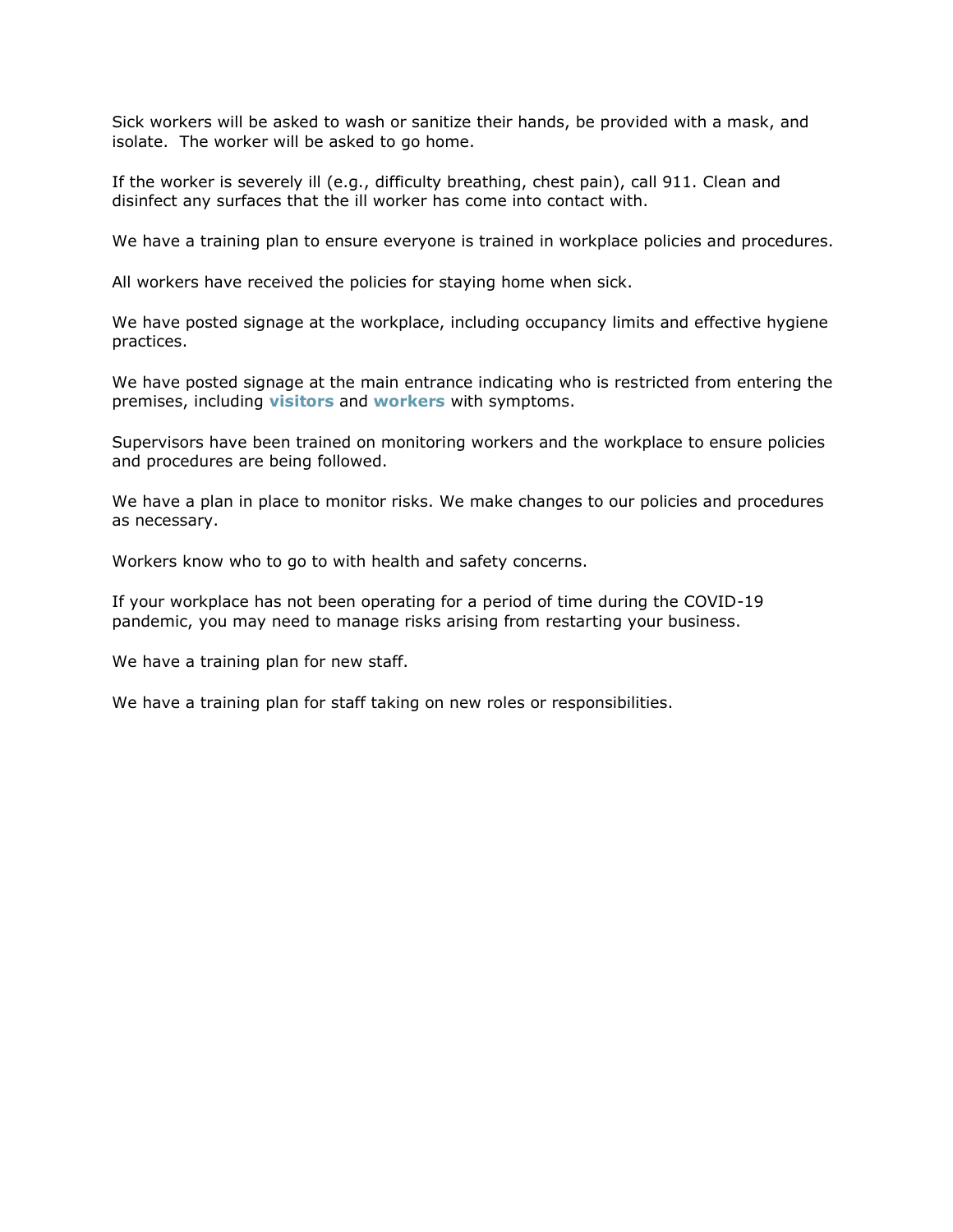Sick workers will be asked to wash or sanitize their hands, be provided with a mask, and isolate. The worker will be asked to go home.

If the worker is severely ill (e.g., difficulty breathing, chest pain), call 911. Clean and disinfect any surfaces that the ill worker has come into contact with.

We have a training plan to ensure everyone is trained in workplace policies and procedures.

All workers have received the policies for staying home when sick.

We have posted signage at the workplace, including occupancy limits and effective hygiene practices.

We have posted signage at the main entrance indicating who is restricted from entering the premises, including **visitors** and **workers** with symptoms.

Supervisors have been trained on monitoring workers and the workplace to ensure policies and procedures are being followed.

We have a plan in place to monitor risks. We make changes to our policies and procedures as necessary.

Workers know who to go to with health and safety concerns.

If your workplace has not been operating for a period of time during the COVID-19 pandemic, you may need to manage risks arising from restarting your business.

We have a training plan for new staff.

We have a training plan for staff taking on new roles or responsibilities.